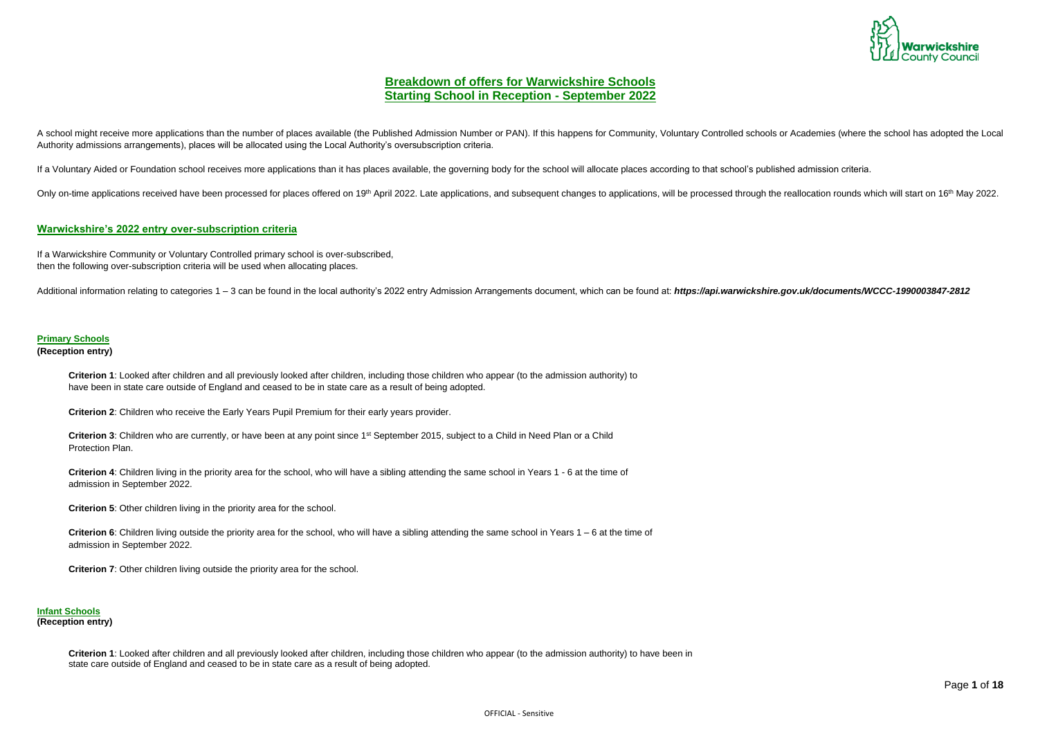# Breakdown of offers for Warwickshire Schools
## Starting School in Reception - September 2022

A school might receive more applications than the number of places available (the Published Admission Number or PAN). If this happens for Community, Voluntary Controlled schools or Academies (where the school has adopted the Local Authority admissions arrangements), places will be allocated using the Local Authority's oversubscription criteria.

If a Voluntary Aided or Foundation school receives more applications than it has places available, the governing body for the school will allocate places according to that school's published admission criteria.

Only on-time applications received have been processed for places offered on 19th April 2022. Late applications, and subsequent changes to applications, will be processed through the reallocation rounds which will start on 16th May 2022.

### Warwickshire's 2022 entry over-subscription criteria

If a Warwickshire Community or Voluntary Controlled primary school is over-subscribed, then the following over-subscription criteria will be used when allocating places.

Additional information relating to categories 1 – 3 can be found in the local authority's 2022 entry Admission Arrangements document, which can be found at: ***https://api.warwickshire.gov.uk/documents/WCCC-1990003847-2812***

#### Primary Schools
**(Reception entry)**

**Criterion 1**: Looked after children and all previously looked after children, including those children who appear (to the admission authority) to have been in state care outside of England and ceased to be in state care as a result of being adopted.

**Criterion 2**: Children who receive the Early Years Pupil Premium for their early years provider.

**Criterion 3**: Children who are currently, or have been at any point since 1st September 2015, subject to a Child in Need Plan or a Child Protection Plan.

**Criterion 4**: Children living in the priority area for the school, who will have a sibling attending the same school in Years 1 - 6 at the time of admission in September 2022.

**Criterion 5**: Other children living in the priority area for the school.

**Criterion 6**: Children living outside the priority area for the school, who will have a sibling attending the same school in Years 1 – 6 at the time of admission in September 2022.

**Criterion 7**: Other children living outside the priority area for the school.

#### Infant Schools
**(Reception entry)**

**Criterion 1**: Looked after children and all previously looked after children, including those children who appear (to the admission authority) to have been in state care outside of England and ceased to be in state care as a result of being adopted.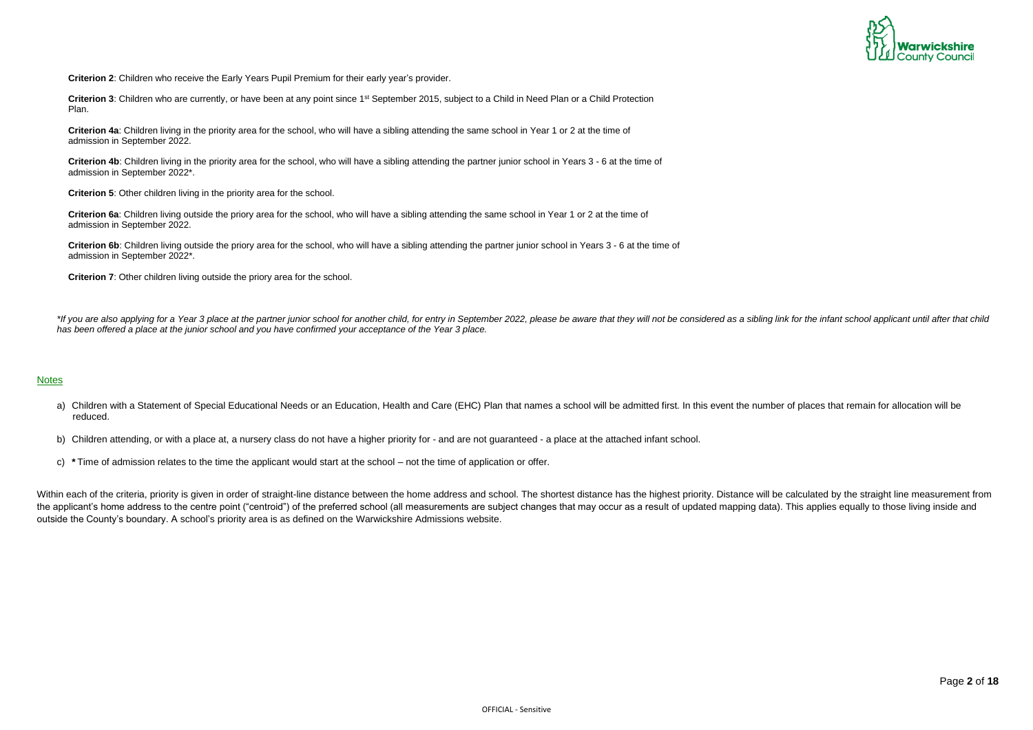**Criterion 2**: Children who receive the Early Years Pupil Premium for their early year's provider.

**Criterion 3**: Children who are currently, or have been at any point since 1st September 2015, subject to a Child in Need Plan or a Child Protection Plan.

**Criterion 4a**: Children living in the priority area for the school, who will have a sibling attending the same school in Year 1 or 2 at the time of admission in September 2022.

**Criterion 4b**: Children living in the priority area for the school, who will have a sibling attending the partner junior school in Years 3 - 6 at the time of admission in September 2022*.

**Criterion 5**: Other children living in the priority area for the school.

**Criterion 6a**: Children living outside the priory area for the school, who will have a sibling attending the same school in Year 1 or 2 at the time of admission in September 2022.

**Criterion 6b**: Children living outside the priory area for the school, who will have a sibling attending the partner junior school in Years 3 - 6 at the time of admission in September 2022*.

**Criterion 7**: Other children living outside the priory area for the school.

*\*If you are also applying for a Year 3 place at the partner junior school for another child, for entry in September 2022, please be aware that they will not be considered as a sibling link for the infant school applicant until after that child has been offered a place at the junior school and you have confirmed your acceptance of the Year 3 place.*

## Notes

a) Children with a Statement of Special Educational Needs or an Education, Health and Care (EHC) Plan that names a school will be admitted first. In this event the number of places that remain for allocation will be reduced.

b) Children attending, or with a place at, a nursery class do not have a higher priority for - and are not guaranteed - a place at the attached infant school.

c) **\*** Time of admission relates to the time the applicant would start at the school – not the time of application or offer.

Within each of the criteria, priority is given in order of straight-line distance between the home address and school. The shortest distance has the highest priority. Distance will be calculated by the straight line measurement from the applicant's home address to the centre point ("centroid") of the preferred school (all measurements are subject changes that may occur as a result of updated mapping data). This applies equally to those living inside and outside the County's boundary. A school's priority area is as defined on the Warwickshire Admissions website.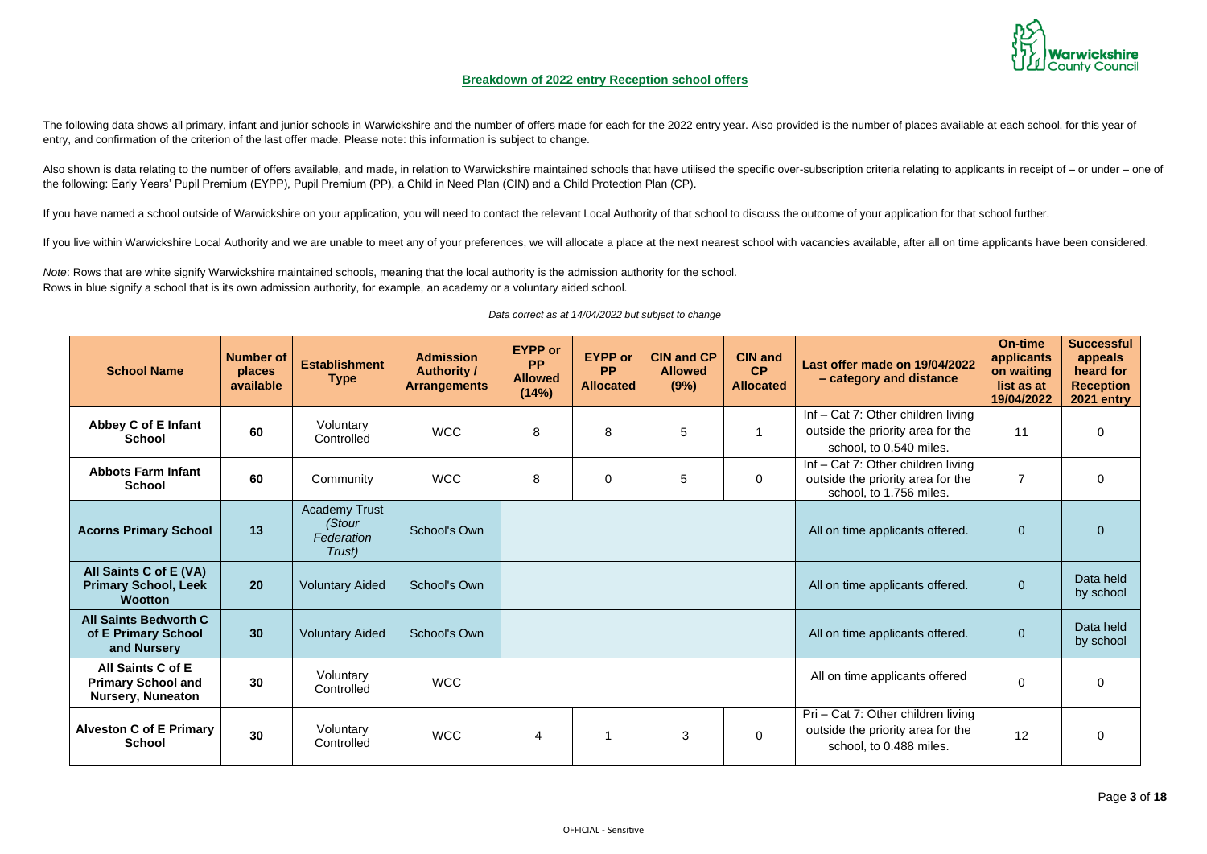## Breakdown of 2022 entry Reception school offers

The following data shows all primary, infant and junior schools in Warwickshire and the number of offers made for each for the 2022 entry year. Also provided is the number of places available at each school, for this year of entry, and confirmation of the criterion of the last offer made. Please note: this information is subject to change.

Also shown is data relating to the number of offers available, and made, in relation to Warwickshire maintained schools that have utilised the specific over-subscription criteria relating to applicants in receipt of – or under – one of the following: Early Years' Pupil Premium (EYPP), Pupil Premium (PP), a Child in Need Plan (CIN) and a Child Protection Plan (CP).

If you have named a school outside of Warwickshire on your application, you will need to contact the relevant Local Authority of that school to discuss the outcome of your application for that school further.

If you live within Warwickshire Local Authority and we are unable to meet any of your preferences, we will allocate a place at the next nearest school with vacancies available, after all on time applicants have been considered.

*Note*: Rows that are white signify Warwickshire maintained schools, meaning that the local authority is the admission authority for the school.
Rows in blue signify a school that is its own admission authority, for example, an academy or a voluntary aided school.

*Data correct as at 14/04/2022 but subject to change*

| School Name | Number of places available | Establishment Type | Admission Authority / Arrangements | EYPP or PP Allowed (14%) | EYPP or PP Allocated | CIN and CP Allowed (9%) | CIN and CP Allocated | Last offer made on 19/04/2022 – category and distance | On-time applicants on waiting list as at 19/04/2022 | Successful appeals heard for Reception 2021 entry |
|---|---|---|---|---|---|---|---|---|---|---|
| Abbey C of E Infant School | 60 | Voluntary Controlled | WCC | 8 | 8 | 5 | 1 | Inf – Cat 7: Other children living outside the priority area for the school, to 0.540 miles. | 11 | 0 |
| Abbots Farm Infant School | 60 | Community | WCC | 8 | 0 | 5 | 0 | Inf – Cat 7: Other children living outside the priority area for the school, to 1.756 miles. | 7 | 0 |
| Acorns Primary School | 13 | Academy Trust *(Stour Federation Trust)* | School's Own | | | | | All on time applicants offered. | 0 | 0 |
| All Saints C of E (VA) Primary School, Leek Wootton | 20 | Voluntary Aided | School's Own | | | | | All on time applicants offered. | 0 | Data held by school |
| All Saints Bedworth C of E Primary School and Nursery | 30 | Voluntary Aided | School's Own | | | | | All on time applicants offered. | 0 | Data held by school |
| All Saints C of E Primary School and Nursery, Nuneaton | 30 | Voluntary Controlled | WCC | | | | | All on time applicants offered | 0 | 0 |
| Alveston C of E Primary School | 30 | Voluntary Controlled | WCC | 4 | 1 | 3 | 0 | Pri – Cat 7: Other children living outside the priority area for the school, to 0.488 miles. | 12 | 0 |

OFFICIAL - Sensitive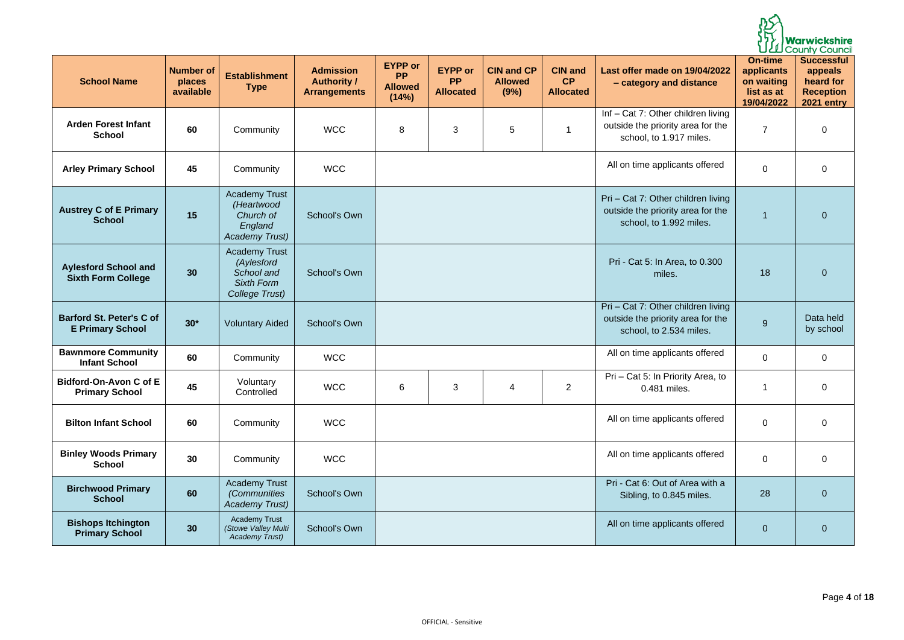| School Name | Number of places available | Establishment Type | Admission Authority / Arrangements | EYPP or PP Allowed (14%) | EYPP or PP Allocated | CIN and CP Allowed (9%) | CIN and CP Allocated | Last offer made on 19/04/2022 – category and distance | On-time applicants on waiting list as at 19/04/2022 | Successful appeals heard for Reception 2021 entry |
|---|---|---|---|---|---|---|---|---|---|---|
| **Arden Forest Infant School** | **60** | Community | WCC | 8 | 3 | 5 | 1 | Inf – Cat 7: Other children living outside the priority area for the school, to 1.917 miles. | 7 | 0 |
| **Arley Primary School** | **45** | Community | WCC | | | | | All on time applicants offered | 0 | 0 |
| **Austrey C of E Primary School** | **15** | Academy Trust *(Heartwood Church of England Academy Trust)* | School's Own | | | | | Pri – Cat 7: Other children living outside the priority area for the school, to 1.992 miles. | 1 | 0 |
| **Aylesford School and Sixth Form College** | **30** | Academy Trust *(Aylesford School and Sixth Form College Trust)* | School's Own | | | | | Pri - Cat 5: In Area, to 0.300 miles. | 18 | 0 |
| **Barford St. Peter's C of E Primary School** | **30*** | Voluntary Aided | School's Own | | | | | Pri – Cat 7: Other children living outside the priority area for the school, to 2.534 miles. | 9 | Data held by school |
| **Bawnmore Community Infant School** | **60** | Community | WCC | | | | | All on time applicants offered | 0 | 0 |
| **Bidford-On-Avon C of E Primary School** | **45** | Voluntary Controlled | WCC | 6 | 3 | 4 | 2 | Pri – Cat 5: In Priority Area, to 0.481 miles. | 1 | 0 |
| **Bilton Infant School** | **60** | Community | WCC | | | | | All on time applicants offered | 0 | 0 |
| **Binley Woods Primary School** | **30** | Community | WCC | | | | | All on time applicants offered | 0 | 0 |
| **Birchwood Primary School** | **60** | Academy Trust *(Communities Academy Trust)* | School's Own | | | | | Pri - Cat 6: Out of Area with a Sibling, to 0.845 miles. | 28 | 0 |
| **Bishops Itchington Primary School** | **30** | Academy Trust *(Stowe Valley Multi Academy Trust)* | School's Own | | | | | All on time applicants offered | 0 | 0 |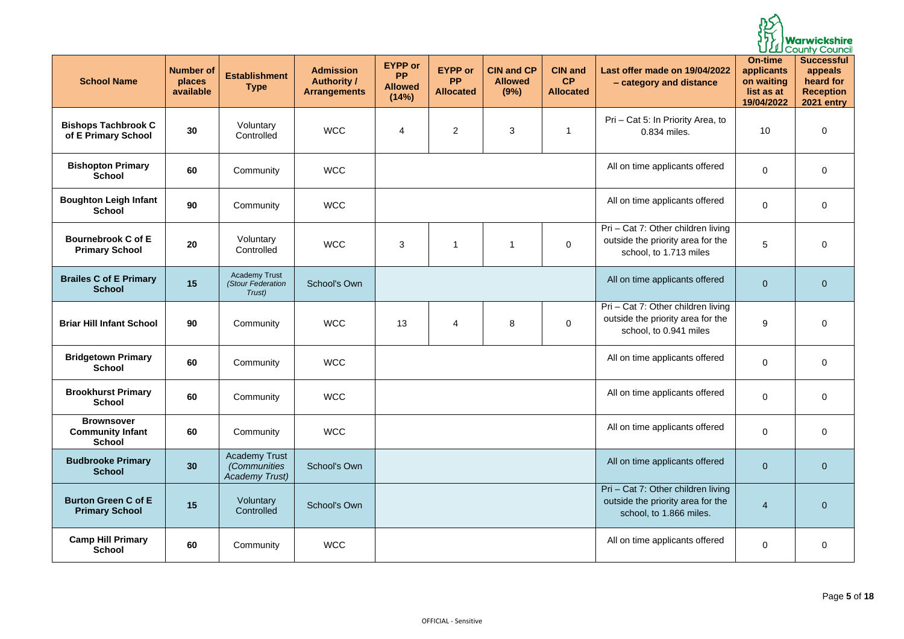| School Name | Number of places available | Establishment Type | Admission Authority / Arrangements | EYPP or PP Allowed (14%) | EYPP or PP Allocated | CIN and CP Allowed (9%) | CIN and CP Allocated | Last offer made on 19/04/2022 – category and distance | On-time applicants on waiting list as at 19/04/2022 | Successful appeals heard for Reception 2021 entry |
|---|---|---|---|---|---|---|---|---|---|---|
| **Bishops Tachbrook C of E Primary School** | 30 | Voluntary Controlled | WCC | 4 | 2 | 3 | 1 | Pri – Cat 5: In Priority Area, to 0.834 miles. | 10 | 0 |
| **Bishopton Primary School** | 60 | Community | WCC | | | | | All on time applicants offered | 0 | 0 |
| **Boughton Leigh Infant School** | 90 | Community | WCC | | | | | All on time applicants offered | 0 | 0 |
| **Bournebrook C of E Primary School** | 20 | Voluntary Controlled | WCC | 3 | 1 | 1 | 0 | Pri – Cat 7: Other children living outside the priority area for the school, to 1.713 miles | 5 | 0 |
| **Brailes C of E Primary School** | 15 | Academy Trust *(Stour Federation Trust)* | School's Own | | | | | All on time applicants offered | 0 | 0 |
| **Briar Hill Infant School** | 90 | Community | WCC | 13 | 4 | 8 | 0 | Pri – Cat 7: Other children living outside the priority area for the school, to 0.941 miles | 9 | 0 |
| **Bridgetown Primary School** | 60 | Community | WCC | | | | | All on time applicants offered | 0 | 0 |
| **Brookhurst Primary School** | 60 | Community | WCC | | | | | All on time applicants offered | 0 | 0 |
| **Brownsover Community Infant School** | 60 | Community | WCC | | | | | All on time applicants offered | 0 | 0 |
| **Budbrooke Primary School** | 30 | Academy Trust *(Communities Academy Trust)* | School's Own | | | | | All on time applicants offered | 0 | 0 |
| **Burton Green C of E Primary School** | 15 | Voluntary Controlled | School's Own | | | | | Pri – Cat 7: Other children living outside the priority area for the school, to 1.866 miles. | 4 | 0 |
| **Camp Hill Primary School** | 60 | Community | WCC | | | | | All on time applicants offered | 0 | 0 |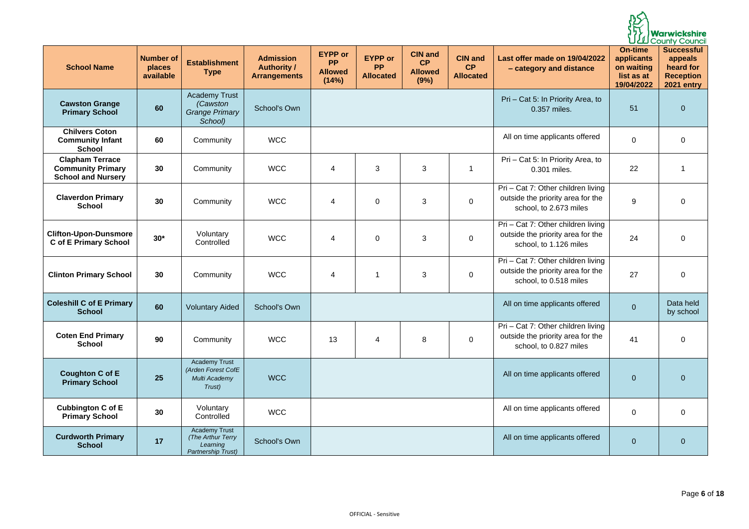| School Name | Number of places available | Establishment Type | Admission Authority / Arrangements | EYPP or PP Allowed (14%) | EYPP or PP Allocated | CIN and CP Allowed (9%) | CIN and CP Allocated | Last offer made on 19/04/2022 – category and distance | On-time applicants on waiting list as at 19/04/2022 | Successful appeals heard for Reception 2021 entry |
|---|---|---|---|---|---|---|---|---|---|---|
| **Cawston Grange Primary School** | **60** | Academy Trust *(Cawston Grange Primary School)* | School's Own | | | | | Pri – Cat 5: In Priority Area, to 0.357 miles. | 51 | 0 |
| **Chilvers Coton Community Infant School** | **60** | Community | WCC | | | | | All on time applicants offered | 0 | 0 |
| **Clapham Terrace Community Primary School and Nursery** | **30** | Community | WCC | 4 | 3 | 3 | 1 | Pri – Cat 5: In Priority Area, to 0.301 miles. | 22 | 1 |
| **Claverdon Primary School** | **30** | Community | WCC | 4 | 0 | 3 | 0 | Pri – Cat 7: Other children living outside the priority area for the school, to 2.673 miles | 9 | 0 |
| **Clifton-Upon-Dunsmore C of E Primary School** | **30*** | Voluntary Controlled | WCC | 4 | 0 | 3 | 0 | Pri – Cat 7: Other children living outside the priority area for the school, to 1.126 miles | 24 | 0 |
| **Clinton Primary School** | **30** | Community | WCC | 4 | 1 | 3 | 0 | Pri – Cat 7: Other children living outside the priority area for the school, to 0.518 miles | 27 | 0 |
| **Coleshill C of E Primary School** | **60** | Voluntary Aided | School's Own | | | | | All on time applicants offered | 0 | Data held by school |
| **Coten End Primary School** | **90** | Community | WCC | 13 | 4 | 8 | 0 | Pri – Cat 7: Other children living outside the priority area for the school, to 0.827 miles | 41 | 0 |
| **Coughton C of E Primary School** | **25** | Academy Trust *(Arden Forest CofE Multi Academy Trust)* | WCC | | | | | All on time applicants offered | 0 | 0 |
| **Cubbington C of E Primary School** | **30** | Voluntary Controlled | WCC | | | | | All on time applicants offered | 0 | 0 |
| **Curdworth Primary School** | **17** | Academy Trust *(The Arthur Terry Learning Partnership Trust)* | School's Own | | | | | All on time applicants offered | 0 | 0 |

OFFICIAL - Sensitive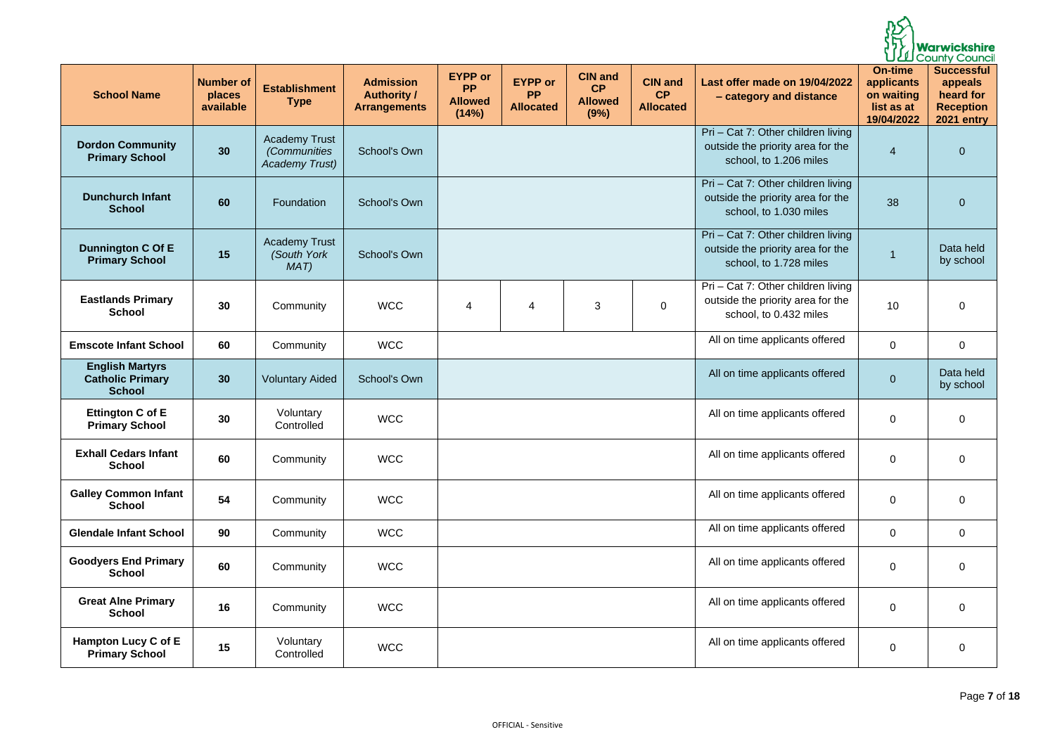| School Name | Number of places available | Establishment Type | Admission Authority / Arrangements | EYPP or PP Allowed (14%) | EYPP or PP Allocated | CIN and CP Allowed (9%) | CIN and CP Allocated | Last offer made on 19/04/2022 – category and distance | On-time applicants on waiting list as at 19/04/2022 | Successful appeals heard for Reception 2021 entry |
|---|---|---|---|---|---|---|---|---|---|---|
| **Dordon Community Primary School** | **30** | Academy Trust *(Communities Academy Trust)* | School's Own | | | | | Pri – Cat 7: Other children living outside the priority area for the school, to 1.206 miles | 4 | 0 |
| **Dunchurch Infant School** | **60** | Foundation | School's Own | | | | | Pri – Cat 7: Other children living outside the priority area for the school, to 1.030 miles | 38 | 0 |
| **Dunnington C Of E Primary School** | **15** | Academy Trust *(South York MAT)* | School's Own | | | | | Pri – Cat 7: Other children living outside the priority area for the school, to 1.728 miles | 1 | Data held by school |
| **Eastlands Primary School** | **30** | Community | WCC | 4 | 4 | 3 | 0 | Pri – Cat 7: Other children living outside the priority area for the school, to 0.432 miles | 10 | 0 |
| **Emscote Infant School** | **60** | Community | WCC | | | | | All on time applicants offered | 0 | 0 |
| **English Martyrs Catholic Primary School** | **30** | Voluntary Aided | School's Own | | | | | All on time applicants offered | 0 | Data held by school |
| **Ettington C of E Primary School** | **30** | Voluntary Controlled | WCC | | | | | All on time applicants offered | 0 | 0 |
| **Exhall Cedars Infant School** | **60** | Community | WCC | | | | | All on time applicants offered | 0 | 0 |
| **Galley Common Infant School** | **54** | Community | WCC | | | | | All on time applicants offered | 0 | 0 |
| **Glendale Infant School** | **90** | Community | WCC | | | | | All on time applicants offered | 0 | 0 |
| **Goodyers End Primary School** | **60** | Community | WCC | | | | | All on time applicants offered | 0 | 0 |
| **Great Alne Primary School** | **16** | Community | WCC | | | | | All on time applicants offered | 0 | 0 |
| **Hampton Lucy C of E Primary School** | **15** | Voluntary Controlled | WCC | | | | | All on time applicants offered | 0 | 0 |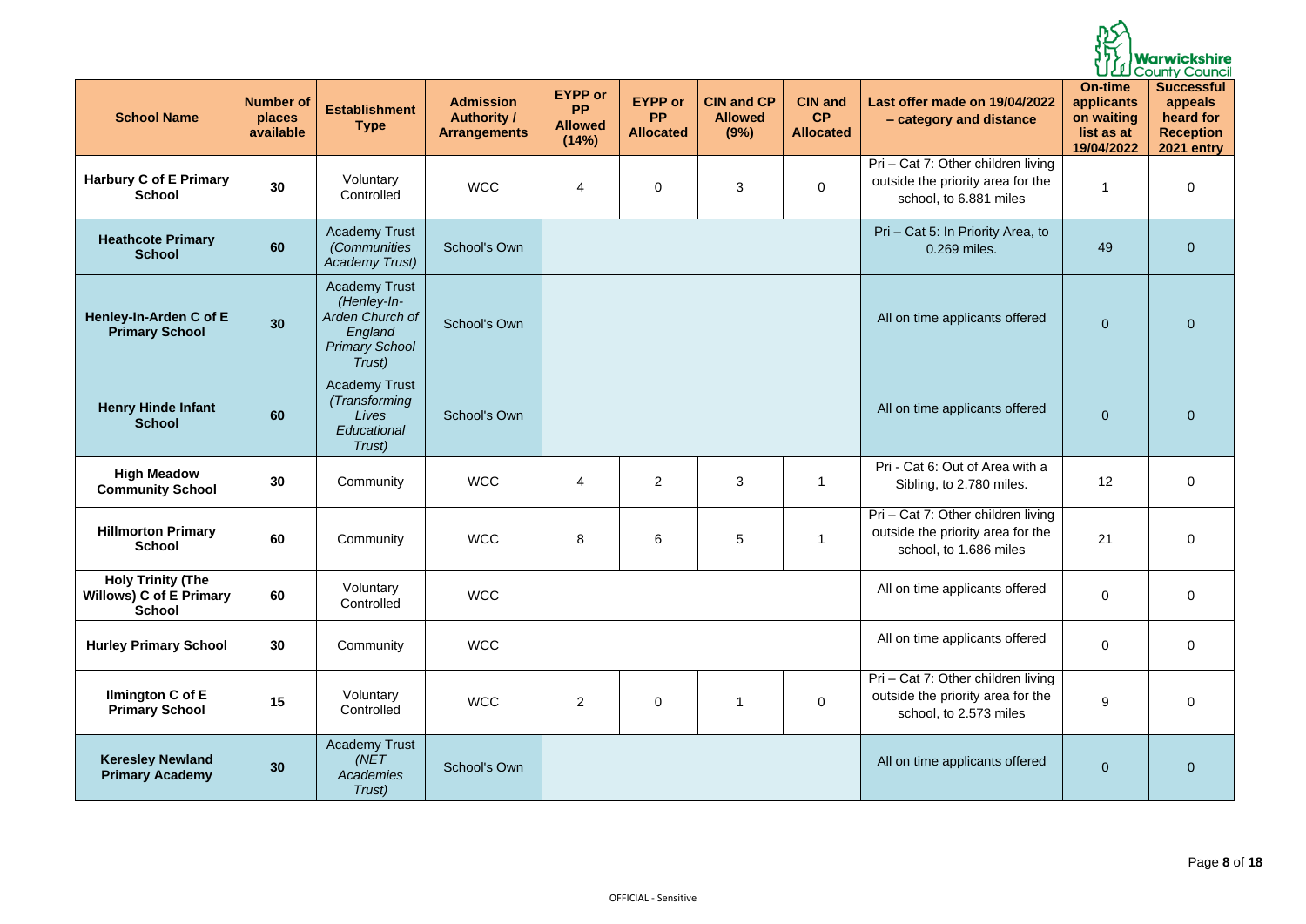| School Name | Number of places available | Establishment Type | Admission Authority / Arrangements | EYPP or PP Allowed (14%) | EYPP or PP Allocated | CIN and CP Allowed (9%) | CIN and CP Allocated | Last offer made on 19/04/2022 – category and distance | On-time applicants on waiting list as at 19/04/2022 | Successful appeals heard for Reception 2021 entry |
|---|---|---|---|---|---|---|---|---|---|---|
| **Harbury C of E Primary School** | **30** | Voluntary Controlled | WCC | 4 | 0 | 3 | 0 | Pri – Cat 7: Other children living outside the priority area for the school, to 6.881 miles | 1 | 0 |
| **Heathcote Primary School** | **60** | Academy Trust *(Communities Academy Trust)* | School's Own | | | | | Pri – Cat 5: In Priority Area, to 0.269 miles. | 49 | 0 |
| **Henley-In-Arden C of E Primary School** | **30** | Academy Trust *(Henley-In-Arden Church of England Primary School Trust)* | School's Own | | | | | All on time applicants offered | 0 | 0 |
| **Henry Hinde Infant School** | **60** | Academy Trust *(Transforming Lives Educational Trust)* | School's Own | | | | | All on time applicants offered | 0 | 0 |
| **High Meadow Community School** | **30** | Community | WCC | 4 | 2 | 3 | 1 | Pri - Cat 6: Out of Area with a Sibling, to 2.780 miles. | 12 | 0 |
| **Hillmorton Primary School** | **60** | Community | WCC | 8 | 6 | 5 | 1 | Pri – Cat 7: Other children living outside the priority area for the school, to 1.686 miles | 21 | 0 |
| **Holy Trinity (The Willows) C of E Primary School** | **60** | Voluntary Controlled | WCC | | | | | All on time applicants offered | 0 | 0 |
| **Hurley Primary School** | **30** | Community | WCC | | | | | All on time applicants offered | 0 | 0 |
| **Ilmington C of E Primary School** | **15** | Voluntary Controlled | WCC | 2 | 0 | 1 | 0 | Pri – Cat 7: Other children living outside the priority area for the school, to 2.573 miles | 9 | 0 |
| **Keresley Newland Primary Academy** | **30** | Academy Trust *(NET Academies Trust)* | School's Own | | | | | All on time applicants offered | 0 | 0 |

OFFICIAL - Sensitive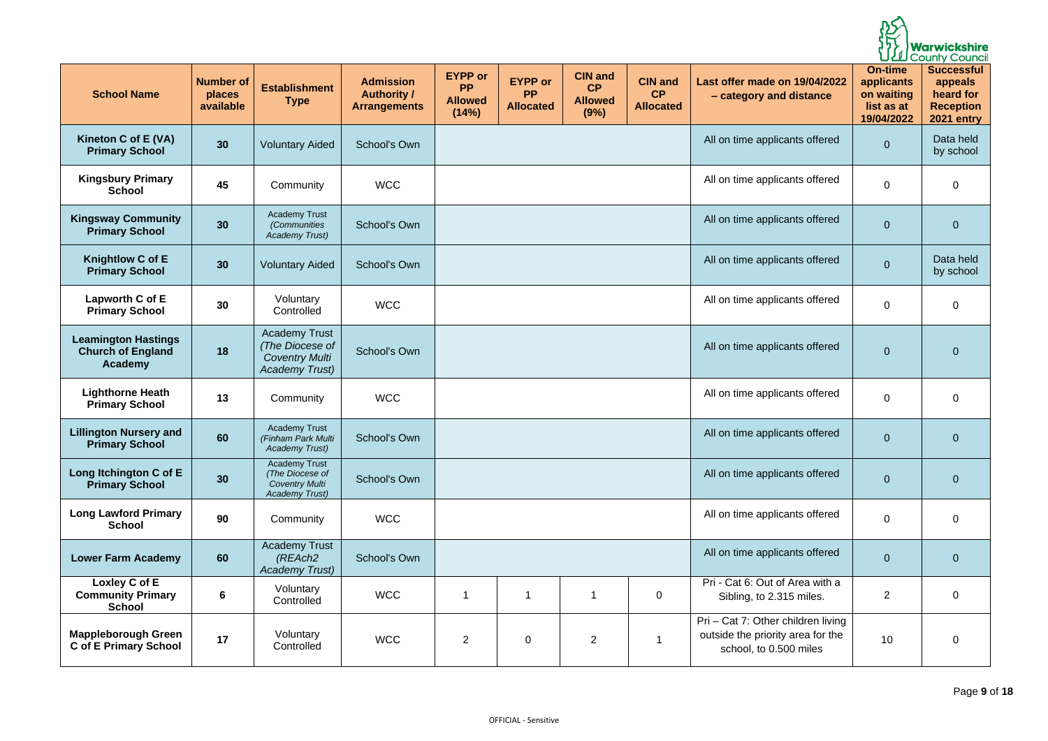| School Name | Number of places available | Establishment Type | Admission Authority / Arrangements | EYPP or PP Allowed (14%) | EYPP or PP Allocated | CIN and CP Allowed (9%) | CIN and CP Allocated | Last offer made on 19/04/2022 – category and distance | On-time applicants on waiting list as at 19/04/2022 | Successful appeals heard for Reception 2021 entry |
|---|---|---|---|---|---|---|---|---|---|---|
| **Kineton C of E (VA) Primary School** | 30 | Voluntary Aided | School's Own | | | | | All on time applicants offered | 0 | Data held by school |
| **Kingsbury Primary School** | 45 | Community | WCC | | | | | All on time applicants offered | 0 | 0 |
| **Kingsway Community Primary School** | 30 | Academy Trust *(Communities Academy Trust)* | School's Own | | | | | All on time applicants offered | 0 | 0 |
| **Knightlow C of E Primary School** | 30 | Voluntary Aided | School's Own | | | | | All on time applicants offered | 0 | Data held by school |
| **Lapworth C of E Primary School** | 30 | Voluntary Controlled | WCC | | | | | All on time applicants offered | 0 | 0 |
| **Leamington Hastings Church of England Academy** | 18 | Academy Trust *(The Diocese of Coventry Multi Academy Trust)* | School's Own | | | | | All on time applicants offered | 0 | 0 |
| **Lighthorne Heath Primary School** | 13 | Community | WCC | | | | | All on time applicants offered | 0 | 0 |
| **Lillington Nursery and Primary School** | 60 | Academy Trust *(Finham Park Multi Academy Trust)* | School's Own | | | | | All on time applicants offered | 0 | 0 |
| **Long Itchington C of E Primary School** | 30 | Academy Trust *(The Diocese of Coventry Multi Academy Trust)* | School's Own | | | | | All on time applicants offered | 0 | 0 |
| **Long Lawford Primary School** | 90 | Community | WCC | | | | | All on time applicants offered | 0 | 0 |
| **Lower Farm Academy** | 60 | Academy Trust *(REAch2 Academy Trust)* | School's Own | | | | | All on time applicants offered | 0 | 0 |
| **Loxley C of E Community Primary School** | 6 | Voluntary Controlled | WCC | 1 | 1 | 1 | 0 | Pri - Cat 6: Out of Area with a Sibling, to 2.315 miles. | 2 | 0 |
| **Mappleborough Green C of E Primary School** | 17 | Voluntary Controlled | WCC | 2 | 0 | 2 | 1 | Pri – Cat 7: Other children living outside the priority area for the school, to 0.500 miles | 10 | 0 |

OFFICIAL - Sensitive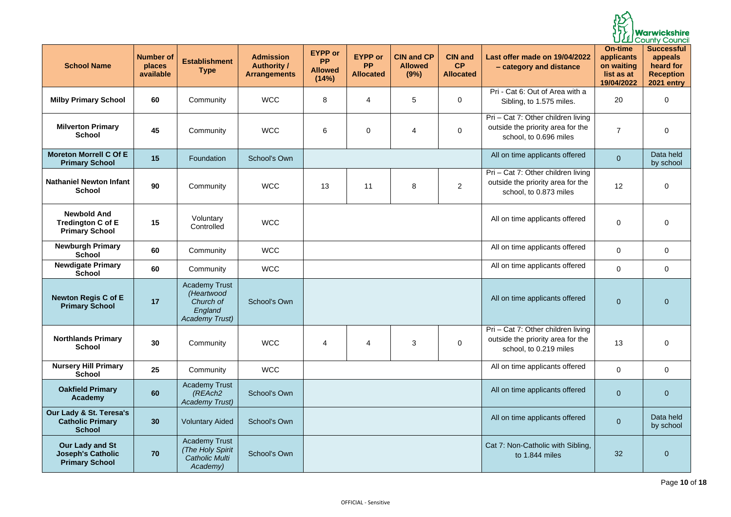| School Name | Number of places available | Establishment Type | Admission Authority / Arrangements | EYPP or PP Allowed (14%) | EYPP or PP Allocated | CIN and CP Allowed (9%) | CIN and CP Allocated | Last offer made on 19/04/2022 – category and distance | On-time applicants on waiting list as at 19/04/2022 | Successful appeals heard for Reception 2021 entry |
|---|---|---|---|---|---|---|---|---|---|---|
| **Milby Primary School** | **60** | Community | WCC | 8 | 4 | 5 | 0 | Pri - Cat 6: Out of Area with a Sibling, to 1.575 miles. | 20 | 0 |
| **Milverton Primary School** | **45** | Community | WCC | 6 | 0 | 4 | 0 | Pri – Cat 7: Other children living outside the priority area for the school, to 0.696 miles | 7 | 0 |
| **Moreton Morrell C Of E Primary School** | **15** | Foundation | School's Own | | | | | All on time applicants offered | 0 | Data held by school |
| **Nathaniel Newton Infant School** | **90** | Community | WCC | 13 | 11 | 8 | 2 | Pri – Cat 7: Other children living outside the priority area for the school, to 0.873 miles | 12 | 0 |
| **Newbold And Tredington C of E Primary School** | **15** | Voluntary Controlled | WCC | | | | | All on time applicants offered | 0 | 0 |
| **Newburgh Primary School** | **60** | Community | WCC | | | | | All on time applicants offered | 0 | 0 |
| **Newdigate Primary School** | **60** | Community | WCC | | | | | All on time applicants offered | 0 | 0 |
| **Newton Regis C of E Primary School** | **17** | Academy Trust *(Heartwood Church of England Academy Trust)* | School's Own | | | | | All on time applicants offered | 0 | 0 |
| **Northlands Primary School** | **30** | Community | WCC | 4 | 4 | 3 | 0 | Pri – Cat 7: Other children living outside the priority area for the school, to 0.219 miles | 13 | 0 |
| **Nursery Hill Primary School** | **25** | Community | WCC | | | | | All on time applicants offered | 0 | 0 |
| **Oakfield Primary Academy** | **60** | Academy Trust *(REAch2 Academy Trust)* | School's Own | | | | | All on time applicants offered | 0 | 0 |
| **Our Lady & St. Teresa's Catholic Primary School** | **30** | Voluntary Aided | School's Own | | | | | All on time applicants offered | 0 | Data held by school |
| **Our Lady and St Joseph's Catholic Primary School** | **70** | Academy Trust *(The Holy Spirit Catholic Multi Academy)* | School's Own | | | | | Cat 7: Non-Catholic with Sibling, to 1.844 miles | 32 | 0 |

OFFICIAL - Sensitive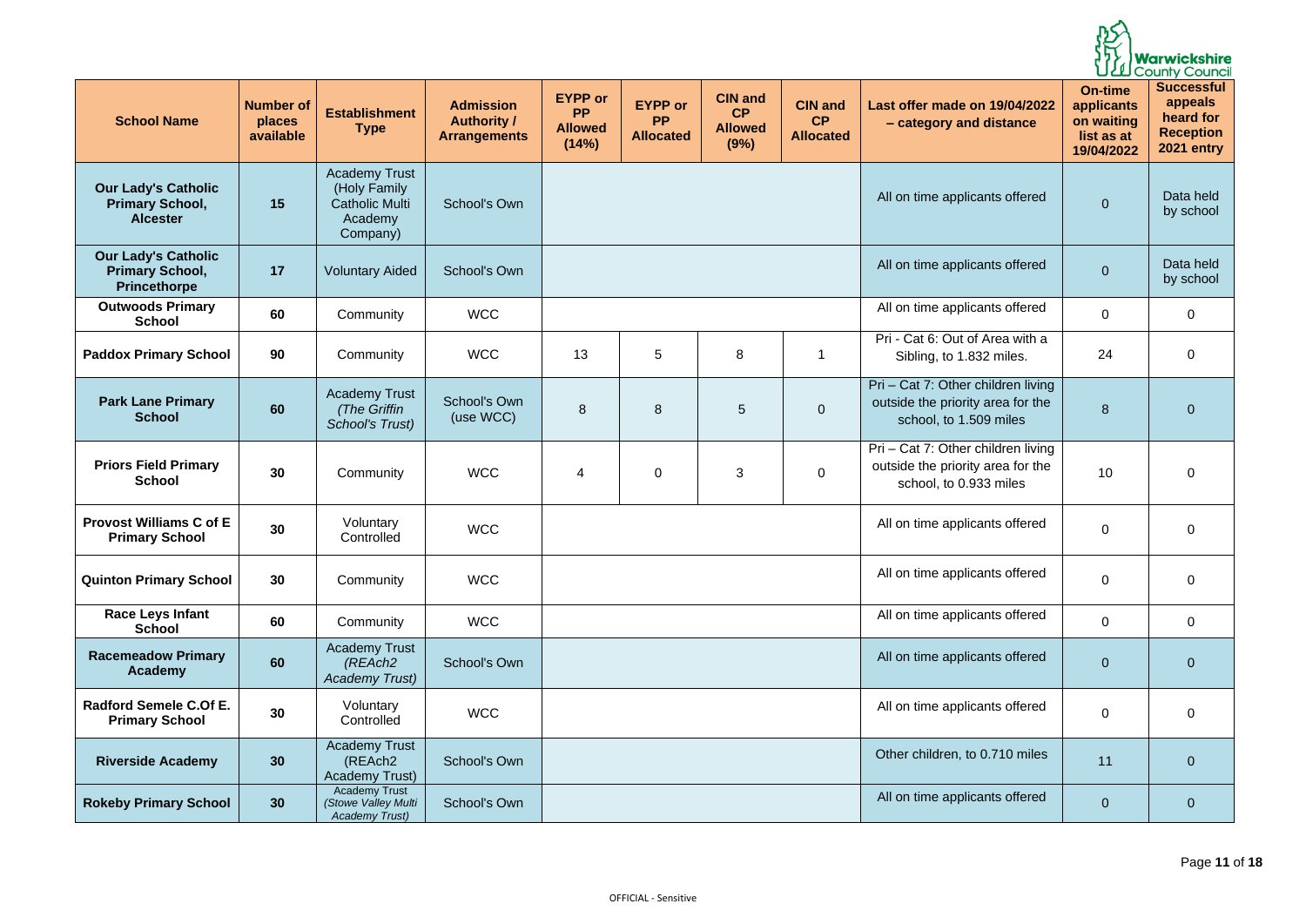| School Name | Number of places available | Establishment Type | Admission Authority / Arrangements | EYPP or PP Allowed (14%) | EYPP or PP Allocated | CIN and CP Allowed (9%) | CIN and CP Allocated | Last offer made on 19/04/2022 – category and distance | On-time applicants on waiting list as at 19/04/2022 | Successful appeals heard for Reception 2021 entry |
|---|---|---|---|---|---|---|---|---|---|---|
| **Our Lady's Catholic Primary School, Alcester** | **15** | Academy Trust (Holy Family Catholic Multi Academy Company) | School's Own | | | | | All on time applicants offered | 0 | Data held by school |
| **Our Lady's Catholic Primary School, Princethorpe** | **17** | Voluntary Aided | School's Own | | | | | All on time applicants offered | 0 | Data held by school |
| **Outwoods Primary School** | **60** | Community | WCC | | | | | All on time applicants offered | 0 | 0 |
| **Paddox Primary School** | **90** | Community | WCC | 13 | 5 | 8 | 1 | Pri - Cat 6: Out of Area with a Sibling, to 1.832 miles. | 24 | 0 |
| **Park Lane Primary School** | **60** | Academy Trust *(The Griffin School's Trust)* | School's Own (use WCC) | 8 | 8 | 5 | 0 | Pri – Cat 7: Other children living outside the priority area for the school, to 1.509 miles | 8 | 0 |
| **Priors Field Primary School** | **30** | Community | WCC | 4 | 0 | 3 | 0 | Pri – Cat 7: Other children living outside the priority area for the school, to 0.933 miles | 10 | 0 |
| **Provost Williams C of E Primary School** | **30** | Voluntary Controlled | WCC | | | | | All on time applicants offered | 0 | 0 |
| **Quinton Primary School** | **30** | Community | WCC | | | | | All on time applicants offered | 0 | 0 |
| **Race Leys Infant School** | **60** | Community | WCC | | | | | All on time applicants offered | 0 | 0 |
| **Racemeadow Primary Academy** | **60** | Academy Trust *(REAch2 Academy Trust)* | School's Own | | | | | All on time applicants offered | 0 | 0 |
| **Radford Semele C.Of E. Primary School** | **30** | Voluntary Controlled | WCC | | | | | All on time applicants offered | 0 | 0 |
| **Riverside Academy** | **30** | Academy Trust (REAch2 Academy Trust) | School's Own | | | | | Other children, to 0.710 miles | 11 | 0 |
| **Rokeby Primary School** | **30** | Academy Trust *(Stowe Valley Multi Academy Trust)* | School's Own | | | | | All on time applicants offered | 0 | 0 |

OFFICIAL - Sensitive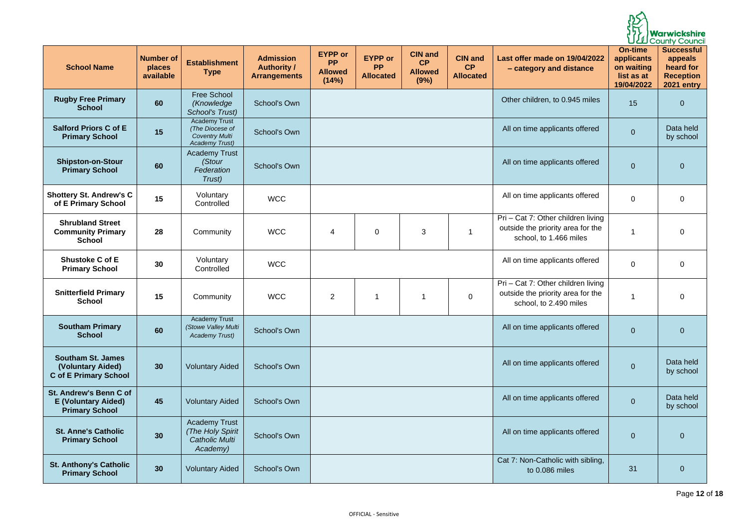| School Name | Number of places available | Establishment Type | Admission Authority / Arrangements | EYPP or PP Allowed (14%) | EYPP or PP Allocated | CIN and CP Allowed (9%) | CIN and CP Allocated | Last offer made on 19/04/2022 – category and distance | On-time applicants on waiting list as at 19/04/2022 | Successful appeals heard for Reception 2021 entry |
|---|---|---|---|---|---|---|---|---|---|---|
| **Rugby Free Primary School** | 60 | Free School *(Knowledge School's Trust)* | School's Own | | | | | Other children, to 0.945 miles | 15 | 0 |
| **Salford Priors C of E Primary School** | 15 | Academy Trust *(The Diocese of Coventry Multi Academy Trust)* | School's Own | | | | | All on time applicants offered | 0 | Data held by school |
| **Shipston-on-Stour Primary School** | 60 | Academy Trust *(Stour Federation Trust)* | School's Own | | | | | All on time applicants offered | 0 | 0 |
| **Shottery St. Andrew's C of E Primary School** | 15 | Voluntary Controlled | WCC | | | | | All on time applicants offered | 0 | 0 |
| **Shrubland Street Community Primary School** | 28 | Community | WCC | 4 | 0 | 3 | 1 | Pri – Cat 7: Other children living outside the priority area for the school, to 1.466 miles | 1 | 0 |
| **Shustoke C of E Primary School** | 30 | Voluntary Controlled | WCC | | | | | All on time applicants offered | 0 | 0 |
| **Snitterfield Primary School** | 15 | Community | WCC | 2 | 1 | 1 | 0 | Pri – Cat 7: Other children living outside the priority area for the school, to 2.490 miles | 1 | 0 |
| **Southam Primary School** | 60 | Academy Trust *(Stowe Valley Multi Academy Trust)* | School's Own | | | | | All on time applicants offered | 0 | 0 |
| **Southam St. James (Voluntary Aided) C of E Primary School** | 30 | Voluntary Aided | School's Own | | | | | All on time applicants offered | 0 | Data held by school |
| **St. Andrew's Benn C of E (Voluntary Aided) Primary School** | 45 | Voluntary Aided | School's Own | | | | | All on time applicants offered | 0 | Data held by school |
| **St. Anne's Catholic Primary School** | 30 | Academy Trust *(The Holy Spirit Catholic Multi Academy)* | School's Own | | | | | All on time applicants offered | 0 | 0 |
| **St. Anthony's Catholic Primary School** | 30 | Voluntary Aided | School's Own | | | | | Cat 7: Non-Catholic with sibling, to 0.086 miles | 31 | 0 |

OFFICIAL - Sensitive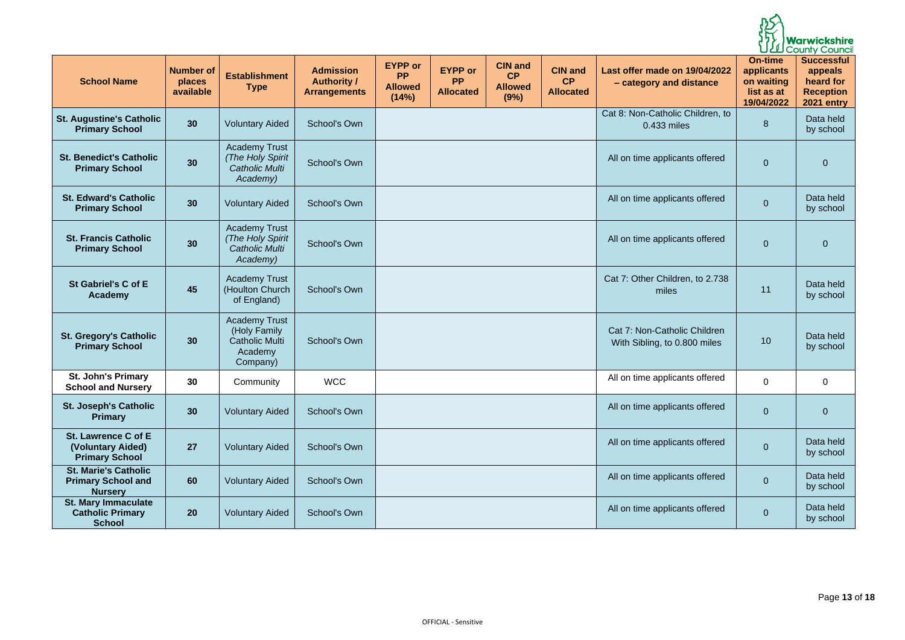| School Name | Number of places available | Establishment Type | Admission Authority / Arrangements | EYPP or PP Allowed (14%) | EYPP or PP Allocated | CIN and CP Allowed (9%) | CIN and CP Allocated | Last offer made on 19/04/2022 – category and distance | On-time applicants on waiting list as at 19/04/2022 | Successful appeals heard for Reception 2021 entry |
|---|---|---|---|---|---|---|---|---|---|---|
| **St. Augustine's Catholic Primary School** | **30** | Voluntary Aided | School's Own | | | | | Cat 8: Non-Catholic Children, to 0.433 miles | 8 | Data held by school |
| **St. Benedict's Catholic Primary School** | **30** | Academy Trust *(The Holy Spirit Catholic Multi Academy)* | School's Own | | | | | All on time applicants offered | 0 | 0 |
| **St. Edward's Catholic Primary School** | **30** | Voluntary Aided | School's Own | | | | | All on time applicants offered | 0 | Data held by school |
| **St. Francis Catholic Primary School** | **30** | Academy Trust *(The Holy Spirit Catholic Multi Academy)* | School's Own | | | | | All on time applicants offered | 0 | 0 |
| **St Gabriel's C of E Academy** | **45** | Academy Trust (Houlton Church of England) | School's Own | | | | | Cat 7: Other Children, to 2.738 miles | 11 | Data held by school |
| **St. Gregory's Catholic Primary School** | **30** | Academy Trust (Holy Family Catholic Multi Academy Company) | School's Own | | | | | Cat 7: Non-Catholic Children With Sibling, to 0.800 miles | 10 | Data held by school |
| **St. John's Primary School and Nursery** | **30** | Community | WCC | | | | | All on time applicants offered | 0 | 0 |
| **St. Joseph's Catholic Primary** | **30** | Voluntary Aided | School's Own | | | | | All on time applicants offered | 0 | 0 |
| **St. Lawrence C of E (Voluntary Aided) Primary School** | **27** | Voluntary Aided | School's Own | | | | | All on time applicants offered | 0 | Data held by school |
| **St. Marie's Catholic Primary School and Nursery** | **60** | Voluntary Aided | School's Own | | | | | All on time applicants offered | 0 | Data held by school |
| **St. Mary Immaculate Catholic Primary School** | **20** | Voluntary Aided | School's Own | | | | | All on time applicants offered | 0 | Data held by school |

OFFICIAL - Sensitive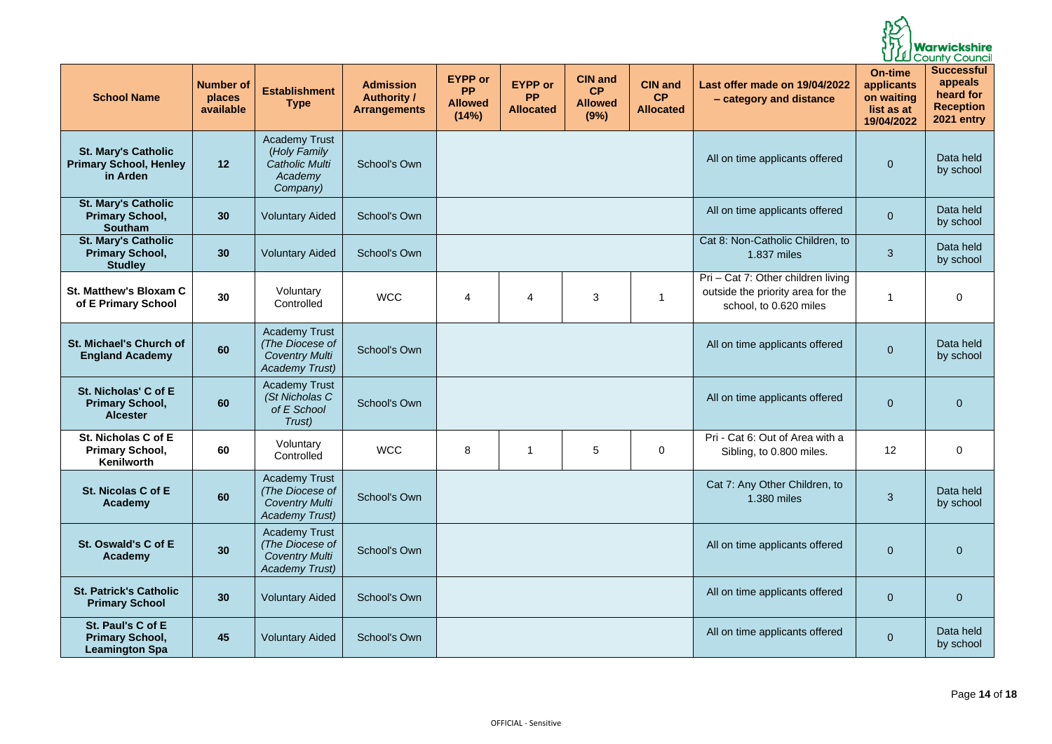| School Name | Number of places available | Establishment Type | Admission Authority / Arrangements | EYPP or PP Allowed (14%) | EYPP or PP Allocated | CIN and CP Allowed (9%) | CIN and CP Allocated | Last offer made on 19/04/2022 – category and distance | On-time applicants on waiting list as at 19/04/2022 | Successful appeals heard for Reception 2021 entry |
|---|---|---|---|---|---|---|---|---|---|---|
| **St. Mary's Catholic Primary School, Henley in Arden** | 12 | Academy Trust *(Holy Family Catholic Multi Academy Company)* | School's Own | | | | | All on time applicants offered | 0 | Data held by school |
| **St. Mary's Catholic Primary School, Southam** | 30 | Voluntary Aided | School's Own | | | | | All on time applicants offered | 0 | Data held by school |
| **St. Mary's Catholic Primary School, Studley** | 30 | Voluntary Aided | School's Own | | | | | Cat 8: Non-Catholic Children, to 1.837 miles | 3 | Data held by school |
| **St. Matthew's Bloxam C of E Primary School** | 30 | Voluntary Controlled | WCC | 4 | 4 | 3 | 1 | Pri – Cat 7: Other children living outside the priority area for the school, to 0.620 miles | 1 | 0 |
| **St. Michael's Church of England Academy** | 60 | Academy Trust *(The Diocese of Coventry Multi Academy Trust)* | School's Own | | | | | All on time applicants offered | 0 | Data held by school |
| **St. Nicholas' C of E Primary School, Alcester** | 60 | Academy Trust *(St Nicholas C of E School Trust)* | School's Own | | | | | All on time applicants offered | 0 | 0 |
| **St. Nicholas C of E Primary School, Kenilworth** | 60 | Voluntary Controlled | WCC | 8 | 1 | 5 | 0 | Pri - Cat 6: Out of Area with a Sibling, to 0.800 miles. | 12 | 0 |
| **St. Nicolas C of E Academy** | 60 | Academy Trust *(The Diocese of Coventry Multi Academy Trust)* | School's Own | | | | | Cat 7: Any Other Children, to 1.380 miles | 3 | Data held by school |
| **St. Oswald's C of E Academy** | 30 | Academy Trust *(The Diocese of Coventry Multi Academy Trust)* | School's Own | | | | | All on time applicants offered | 0 | 0 |
| **St. Patrick's Catholic Primary School** | 30 | Voluntary Aided | School's Own | | | | | All on time applicants offered | 0 | 0 |
| **St. Paul's C of E Primary School, Leamington Spa** | 45 | Voluntary Aided | School's Own | | | | | All on time applicants offered | 0 | Data held by school |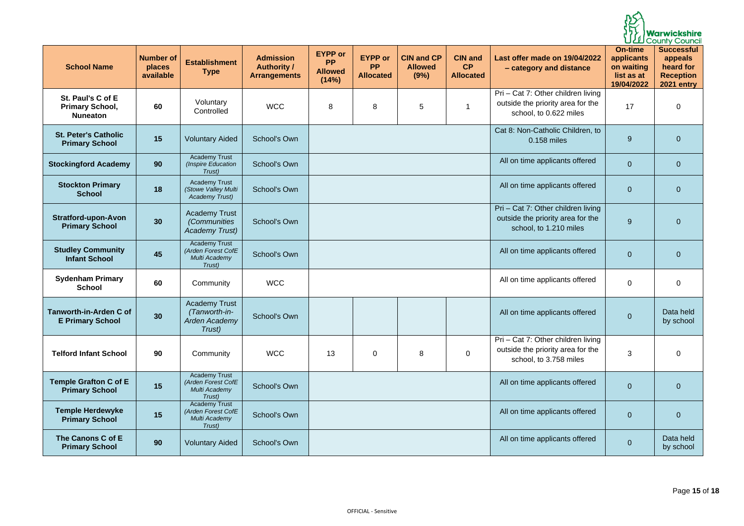| School Name | Number of places available | Establishment Type | Admission Authority / Arrangements | EYPP or PP Allowed (14%) | EYPP or PP Allocated | CIN and CP Allowed (9%) | CIN and CP Allocated | Last offer made on 19/04/2022 – category and distance | On-time applicants on waiting list as at 19/04/2022 | Successful appeals heard for Reception 2021 entry |
|---|---|---|---|---|---|---|---|---|---|---|
| **St. Paul's C of E Primary School, Nuneaton** | 60 | Voluntary Controlled | WCC | 8 | 8 | 5 | 1 | Pri – Cat 7: Other children living outside the priority area for the school, to 0.622 miles | 17 | 0 |
| **St. Peter's Catholic Primary School** | 15 | Voluntary Aided | School's Own | | | | | Cat 8: Non-Catholic Children, to 0.158 miles | 9 | 0 |
| **Stockingford Academy** | 90 | Academy Trust *(Inspire Education Trust)* | School's Own | | | | | All on time applicants offered | 0 | 0 |
| **Stockton Primary School** | 18 | Academy Trust *(Stowe Valley Multi Academy Trust)* | School's Own | | | | | All on time applicants offered | 0 | 0 |
| **Stratford-upon-Avon Primary School** | 30 | Academy Trust *(Communities Academy Trust)* | School's Own | | | | | Pri – Cat 7: Other children living outside the priority area for the school, to 1.210 miles | 9 | 0 |
| **Studley Community Infant School** | 45 | Academy Trust *(Arden Forest CofE Multi Academy Trust)* | School's Own | | | | | All on time applicants offered | 0 | 0 |
| **Sydenham Primary School** | 60 | Community | WCC | | | | | All on time applicants offered | 0 | 0 |
| **Tanworth-in-Arden C of E Primary School** | 30 | Academy Trust *(Tanworth-in-Arden Academy Trust)* | School's Own | | | | | All on time applicants offered | 0 | Data held by school |
| **Telford Infant School** | 90 | Community | WCC | 13 | 0 | 8 | 0 | Pri – Cat 7: Other children living outside the priority area for the school, to 3.758 miles | 3 | 0 |
| **Temple Grafton C of E Primary School** | 15 | Academy Trust *(Arden Forest CofE Multi Academy Trust)* | School's Own | | | | | All on time applicants offered | 0 | 0 |
| **Temple Herdewyke Primary School** | 15 | Academy Trust *(Arden Forest CofE Multi Academy Trust)* | School's Own | | | | | All on time applicants offered | 0 | 0 |
| **The Canons C of E Primary School** | 90 | Voluntary Aided | School's Own | | | | | All on time applicants offered | 0 | Data held by school |

OFFICIAL - Sensitive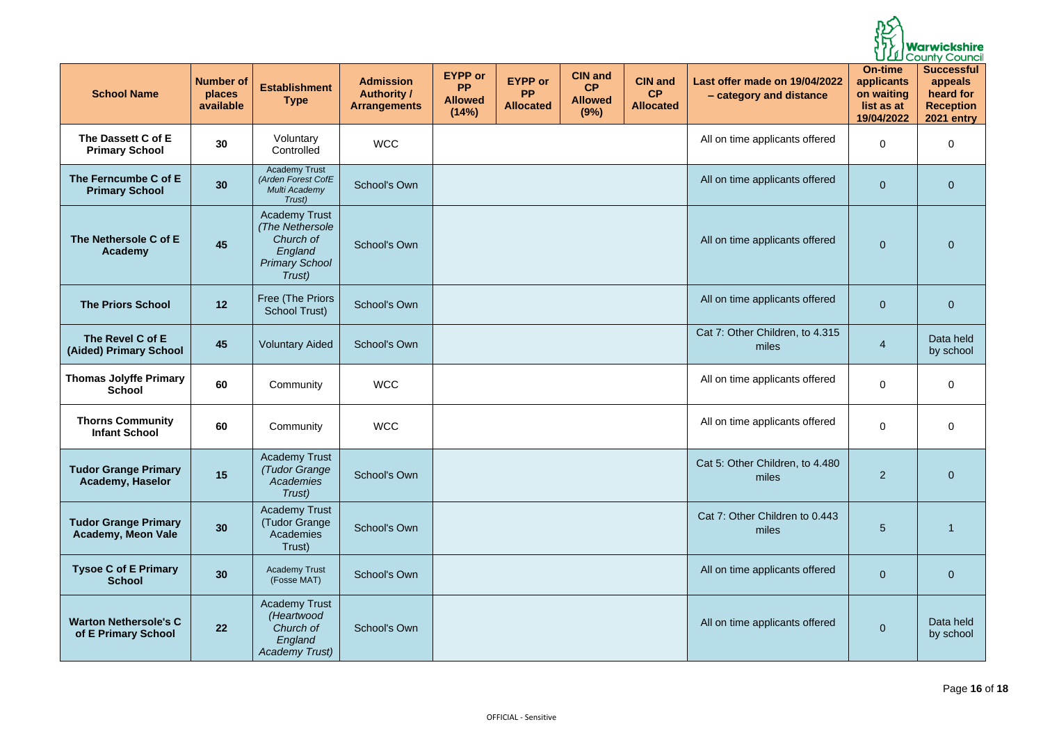| School Name | Number of places available | Establishment Type | Admission Authority / Arrangements | EYPP or PP Allowed (14%) | EYPP or PP Allocated | CIN and CP Allowed (9%) | CIN and CP Allocated | Last offer made on 19/04/2022 – category and distance | On-time applicants on waiting list as at 19/04/2022 | Successful appeals heard for Reception 2021 entry |
|---|---|---|---|---|---|---|---|---|---|---|
| **The Dassett C of E Primary School** | **30** | Voluntary Controlled | WCC | | | | | All on time applicants offered | 0 | 0 |
| **The Ferncumbe C of E Primary School** | **30** | Academy Trust *(Arden Forest CofE Multi Academy Trust)* | School's Own | | | | | All on time applicants offered | 0 | 0 |
| **The Nethersole C of E Academy** | **45** | Academy Trust *(The Nethersole Church of England Primary School Trust)* | School's Own | | | | | All on time applicants offered | 0 | 0 |
| **The Priors School** | **12** | Free (The Priors School Trust) | School's Own | | | | | All on time applicants offered | 0 | 0 |
| **The Revel C of E (Aided) Primary School** | **45** | Voluntary Aided | School's Own | | | | | Cat 7: Other Children, to 4.315 miles | 4 | Data held by school |
| **Thomas Jolyffe Primary School** | **60** | Community | WCC | | | | | All on time applicants offered | 0 | 0 |
| **Thorns Community Infant School** | **60** | Community | WCC | | | | | All on time applicants offered | 0 | 0 |
| **Tudor Grange Primary Academy, Haselor** | **15** | Academy Trust *(Tudor Grange Academies Trust)* | School's Own | | | | | Cat 5: Other Children, to 4.480 miles | 2 | 0 |
| **Tudor Grange Primary Academy, Meon Vale** | **30** | Academy Trust (Tudor Grange Academies Trust) | School's Own | | | | | Cat 7: Other Children to 0.443 miles | 5 | 1 |
| **Tysoe C of E Primary School** | **30** | Academy Trust (Fosse MAT) | School's Own | | | | | All on time applicants offered | 0 | 0 |
| **Warton Nethersole's C of E Primary School** | **22** | Academy Trust *(Heartwood Church of England Academy Trust)* | School's Own | | | | | All on time applicants offered | 0 | Data held by school |

OFFICIAL - Sensitive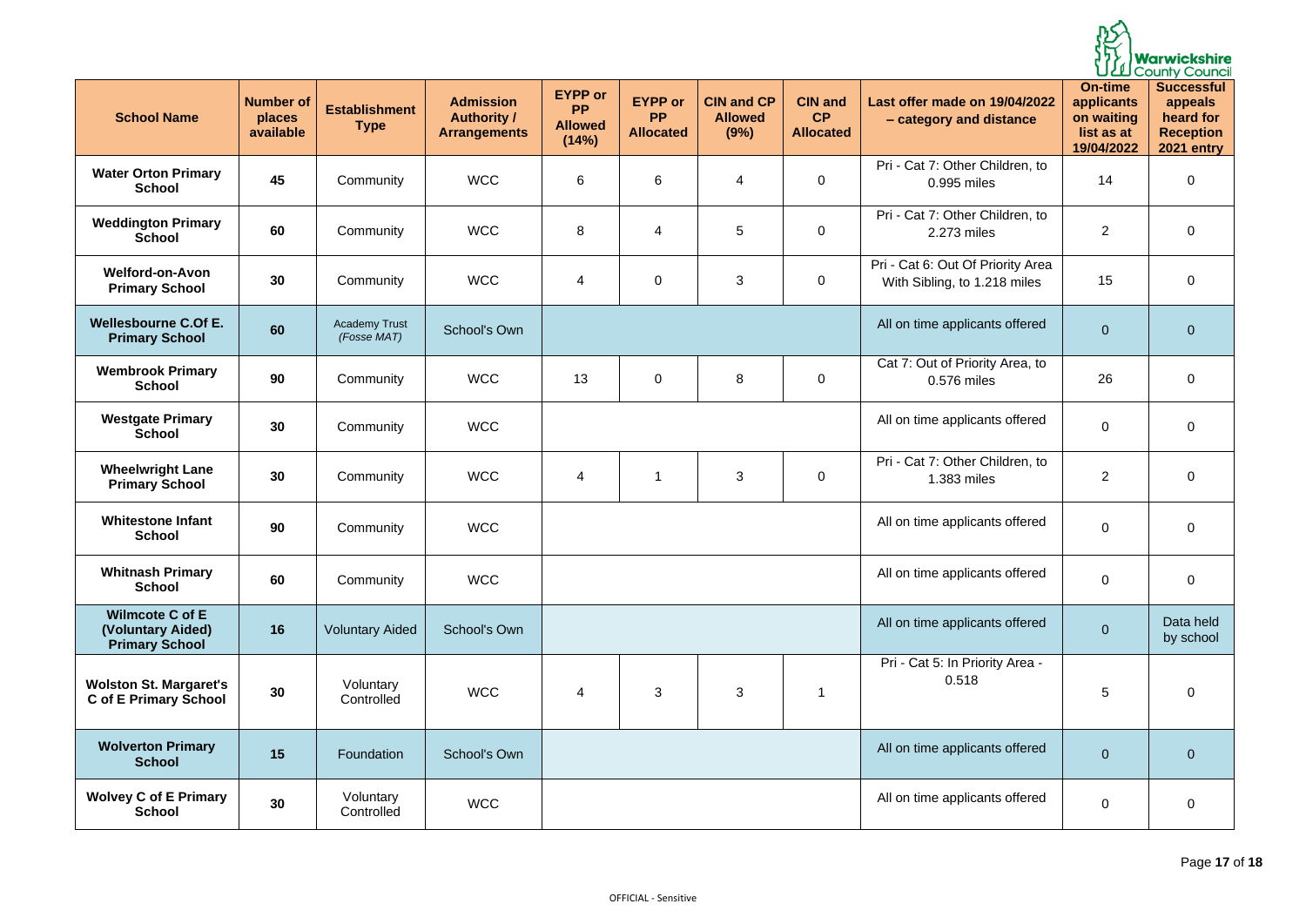| School Name | Number of places available | Establishment Type | Admission Authority / Arrangements | EYPP or PP Allowed (14%) | EYPP or PP Allocated | CIN and CP Allowed (9%) | CIN and CP Allocated | Last offer made on 19/04/2022 – category and distance | On-time applicants on waiting list as at 19/04/2022 | Successful appeals heard for Reception 2021 entry |
|---|---|---|---|---|---|---|---|---|---|---|
| **Water Orton Primary School** | **45** | Community | WCC | 6 | 6 | 4 | 0 | Pri - Cat 7: Other Children, to 0.995 miles | 14 | 0 |
| **Weddington Primary School** | **60** | Community | WCC | 8 | 4 | 5 | 0 | Pri - Cat 7: Other Children, to 2.273 miles | 2 | 0 |
| **Welford-on-Avon Primary School** | **30** | Community | WCC | 4 | 0 | 3 | 0 | Pri - Cat 6: Out Of Priority Area With Sibling, to 1.218 miles | 15 | 0 |
| **Wellesbourne C.Of E. Primary School** | **60** | Academy Trust *(Fosse MAT)* | School's Own | | | | | All on time applicants offered | 0 | 0 |
| **Wembrook Primary School** | **90** | Community | WCC | 13 | 0 | 8 | 0 | Cat 7: Out of Priority Area, to 0.576 miles | 26 | 0 |
| **Westgate Primary School** | **30** | Community | WCC | | | | | All on time applicants offered | 0 | 0 |
| **Wheelwright Lane Primary School** | **30** | Community | WCC | 4 | 1 | 3 | 0 | Pri - Cat 7: Other Children, to 1.383 miles | 2 | 0 |
| **Whitestone Infant School** | **90** | Community | WCC | | | | | All on time applicants offered | 0 | 0 |
| **Whitnash Primary School** | **60** | Community | WCC | | | | | All on time applicants offered | 0 | 0 |
| **Wilmcote C of E (Voluntary Aided) Primary School** | **16** | Voluntary Aided | School's Own | | | | | All on time applicants offered | 0 | Data held by school |
| **Wolston St. Margaret's C of E Primary School** | **30** | Voluntary Controlled | WCC | 4 | 3 | 3 | 1 | Pri - Cat 5: In Priority Area - 0.518 | 5 | 0 |
| **Wolverton Primary School** | **15** | Foundation | School's Own | | | | | All on time applicants offered | 0 | 0 |
| **Wolvey C of E Primary School** | **30** | Voluntary Controlled | WCC | | | | | All on time applicants offered | 0 | 0 |

OFFICIAL - Sensitive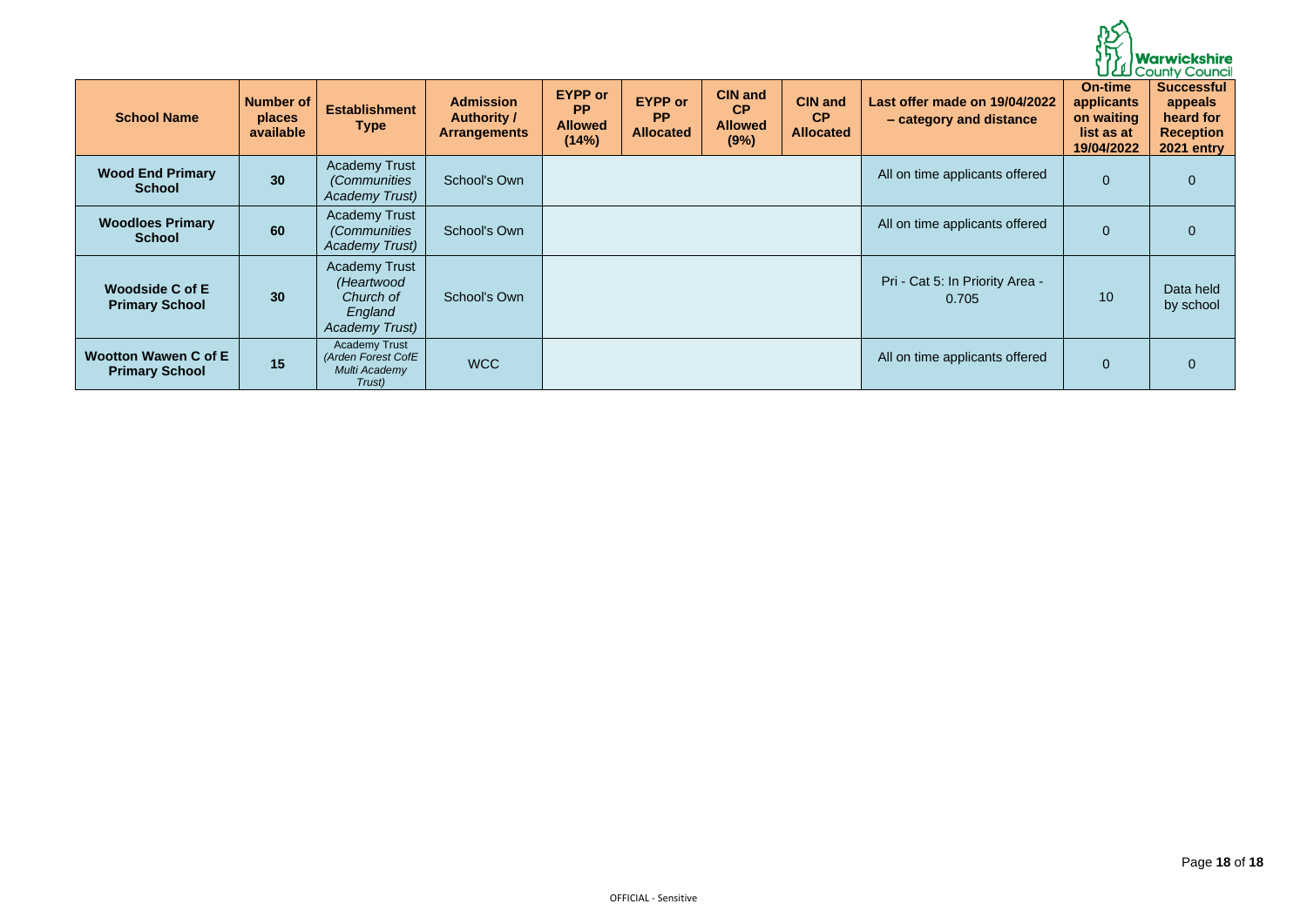| School Name | Number of places available | Establishment Type | Admission Authority / Arrangements | EYPP or PP Allowed (14%) | EYPP or PP Allocated | CIN and CP Allowed (9%) | CIN and CP Allocated | Last offer made on 19/04/2022 – category and distance | On-time applicants on waiting list as at 19/04/2022 | Successful appeals heard for Reception 2021 entry |
|---|---|---|---|---|---|---|---|---|---|---|
| **Wood End Primary School** | **30** | Academy Trust *(Communities Academy Trust)* | School's Own | | | | | All on time applicants offered | 0 | 0 |
| **Woodloes Primary School** | **60** | Academy Trust *(Communities Academy Trust)* | School's Own | | | | | All on time applicants offered | 0 | 0 |
| **Woodside C of E Primary School** | **30** | Academy Trust *(Heartwood Church of England Academy Trust)* | School's Own | | | | | Pri - Cat 5: In Priority Area - 0.705 | 10 | Data held by school |
| **Wootton Wawen C of E Primary School** | **15** | Academy Trust *(Arden Forest CofE Multi Academy Trust)* | WCC | | | | | All on time applicants offered | 0 | 0 |

OFFICIAL - Sensitive